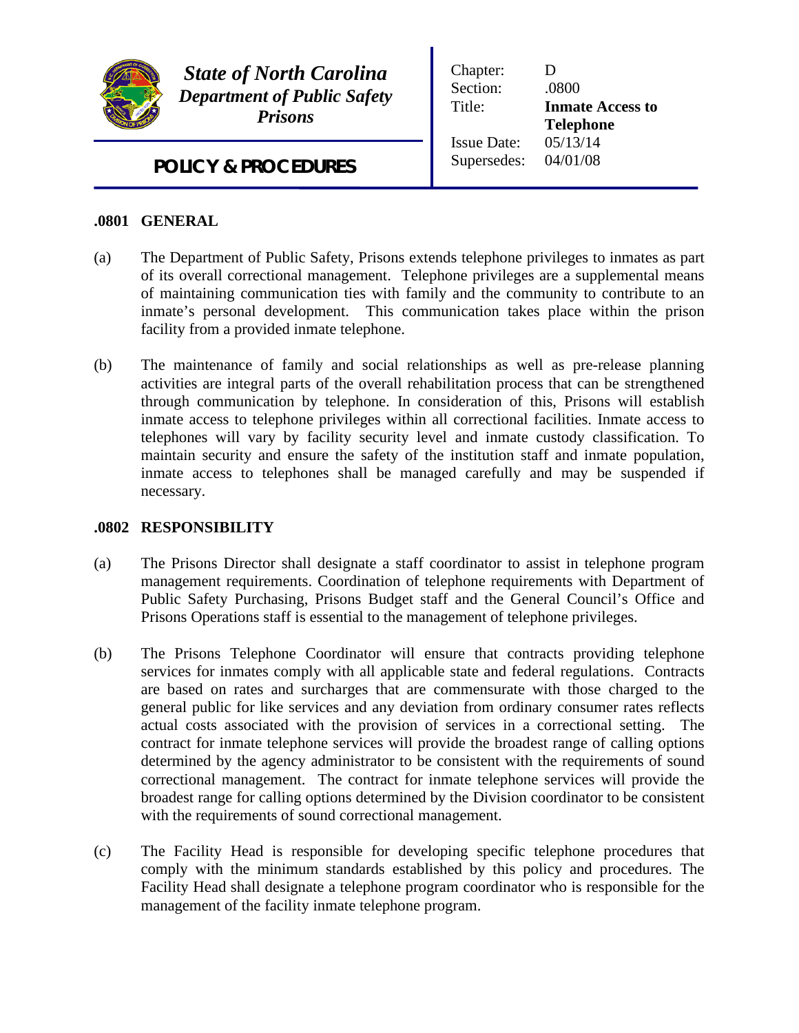***State of North Carolina***
***Department of Public Safety***
***Prisons***

**POLICY & PROCEDURES**

| | |
|---|---|
| Chapter: | D |
| Section: | .0800 |
| Title: | **Inmate Access to Telephone** |
| Issue Date: | 05/13/14 |
| Supersedes: | 04/01/08 |

## .0801 GENERAL

(a) The Department of Public Safety, Prisons extends telephone privileges to inmates as part of its overall correctional management. Telephone privileges are a supplemental means of maintaining communication ties with family and the community to contribute to an inmate's personal development. This communication takes place within the prison facility from a provided inmate telephone.

(b) The maintenance of family and social relationships as well as pre-release planning activities are integral parts of the overall rehabilitation process that can be strengthened through communication by telephone. In consideration of this, Prisons will establish inmate access to telephone privileges within all correctional facilities. Inmate access to telephones will vary by facility security level and inmate custody classification. To maintain security and ensure the safety of the institution staff and inmate population, inmate access to telephones shall be managed carefully and may be suspended if necessary.

## .0802 RESPONSIBILITY

(a) The Prisons Director shall designate a staff coordinator to assist in telephone program management requirements. Coordination of telephone requirements with Department of Public Safety Purchasing, Prisons Budget staff and the General Council's Office and Prisons Operations staff is essential to the management of telephone privileges.

(b) The Prisons Telephone Coordinator will ensure that contracts providing telephone services for inmates comply with all applicable state and federal regulations. Contracts are based on rates and surcharges that are commensurate with those charged to the general public for like services and any deviation from ordinary consumer rates reflects actual costs associated with the provision of services in a correctional setting. The contract for inmate telephone services will provide the broadest range of calling options determined by the agency administrator to be consistent with the requirements of sound correctional management. The contract for inmate telephone services will provide the broadest range for calling options determined by the Division coordinator to be consistent with the requirements of sound correctional management.

(c) The Facility Head is responsible for developing specific telephone procedures that comply with the minimum standards established by this policy and procedures. The Facility Head shall designate a telephone program coordinator who is responsible for the management of the facility inmate telephone program.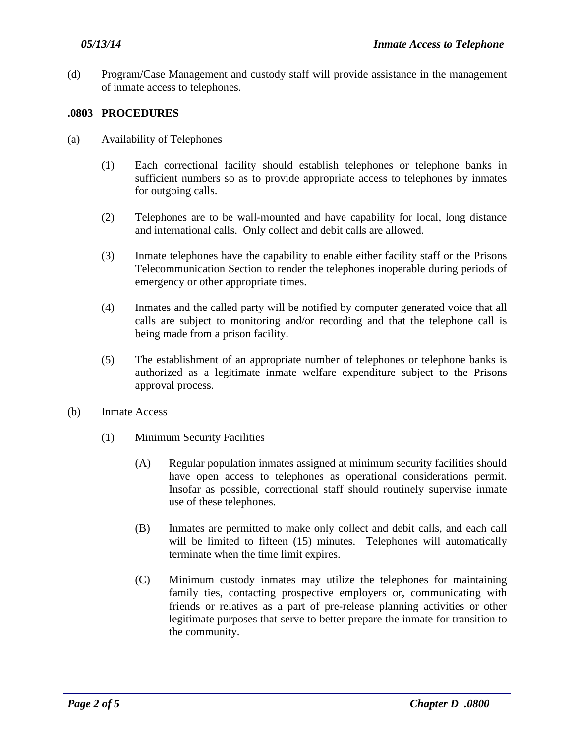(d) Program/Case Management and custody staff will provide assistance in the management of inmate access to telephones.

## .0803 PROCEDURES

(a) Availability of Telephones

(1) Each correctional facility should establish telephones or telephone banks in sufficient numbers so as to provide appropriate access to telephones by inmates for outgoing calls.

(2) Telephones are to be wall-mounted and have capability for local, long distance and international calls. Only collect and debit calls are allowed.

(3) Inmate telephones have the capability to enable either facility staff or the Prisons Telecommunication Section to render the telephones inoperable during periods of emergency or other appropriate times.

(4) Inmates and the called party will be notified by computer generated voice that all calls are subject to monitoring and/or recording and that the telephone call is being made from a prison facility.

(5) The establishment of an appropriate number of telephones or telephone banks is authorized as a legitimate inmate welfare expenditure subject to the Prisons approval process.

(b) Inmate Access

(1) Minimum Security Facilities

(A) Regular population inmates assigned at minimum security facilities should have open access to telephones as operational considerations permit. Insofar as possible, correctional staff should routinely supervise inmate use of these telephones.

(B) Inmates are permitted to make only collect and debit calls, and each call will be limited to fifteen (15) minutes. Telephones will automatically terminate when the time limit expires.

(C) Minimum custody inmates may utilize the telephones for maintaining family ties, contacting prospective employers or, communicating with friends or relatives as a part of pre-release planning activities or other legitimate purposes that serve to better prepare the inmate for transition to the community.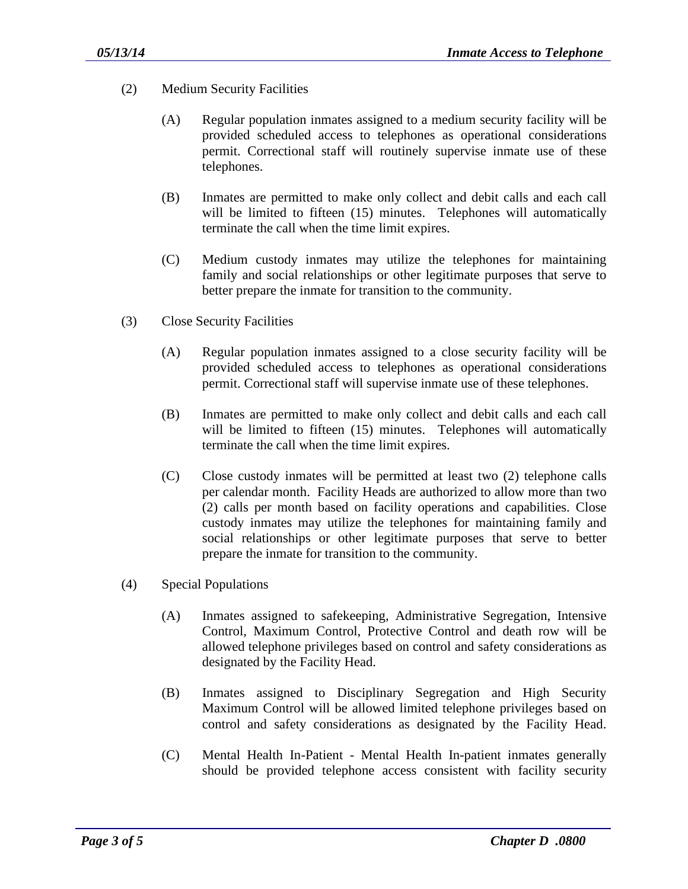(2) Medium Security Facilities

(A) Regular population inmates assigned to a medium security facility will be provided scheduled access to telephones as operational considerations permit. Correctional staff will routinely supervise inmate use of these telephones.

(B) Inmates are permitted to make only collect and debit calls and each call will be limited to fifteen (15) minutes. Telephones will automatically terminate the call when the time limit expires.

(C) Medium custody inmates may utilize the telephones for maintaining family and social relationships or other legitimate purposes that serve to better prepare the inmate for transition to the community.

(3) Close Security Facilities

(A) Regular population inmates assigned to a close security facility will be provided scheduled access to telephones as operational considerations permit. Correctional staff will supervise inmate use of these telephones.

(B) Inmates are permitted to make only collect and debit calls and each call will be limited to fifteen (15) minutes. Telephones will automatically terminate the call when the time limit expires.

(C) Close custody inmates will be permitted at least two (2) telephone calls per calendar month. Facility Heads are authorized to allow more than two (2) calls per month based on facility operations and capabilities. Close custody inmates may utilize the telephones for maintaining family and social relationships or other legitimate purposes that serve to better prepare the inmate for transition to the community.

(4) Special Populations

(A) Inmates assigned to safekeeping, Administrative Segregation, Intensive Control, Maximum Control, Protective Control and death row will be allowed telephone privileges based on control and safety considerations as designated by the Facility Head.

(B) Inmates assigned to Disciplinary Segregation and High Security Maximum Control will be allowed limited telephone privileges based on control and safety considerations as designated by the Facility Head.

(C) Mental Health In-Patient - Mental Health In-patient inmates generally should be provided telephone access consistent with facility security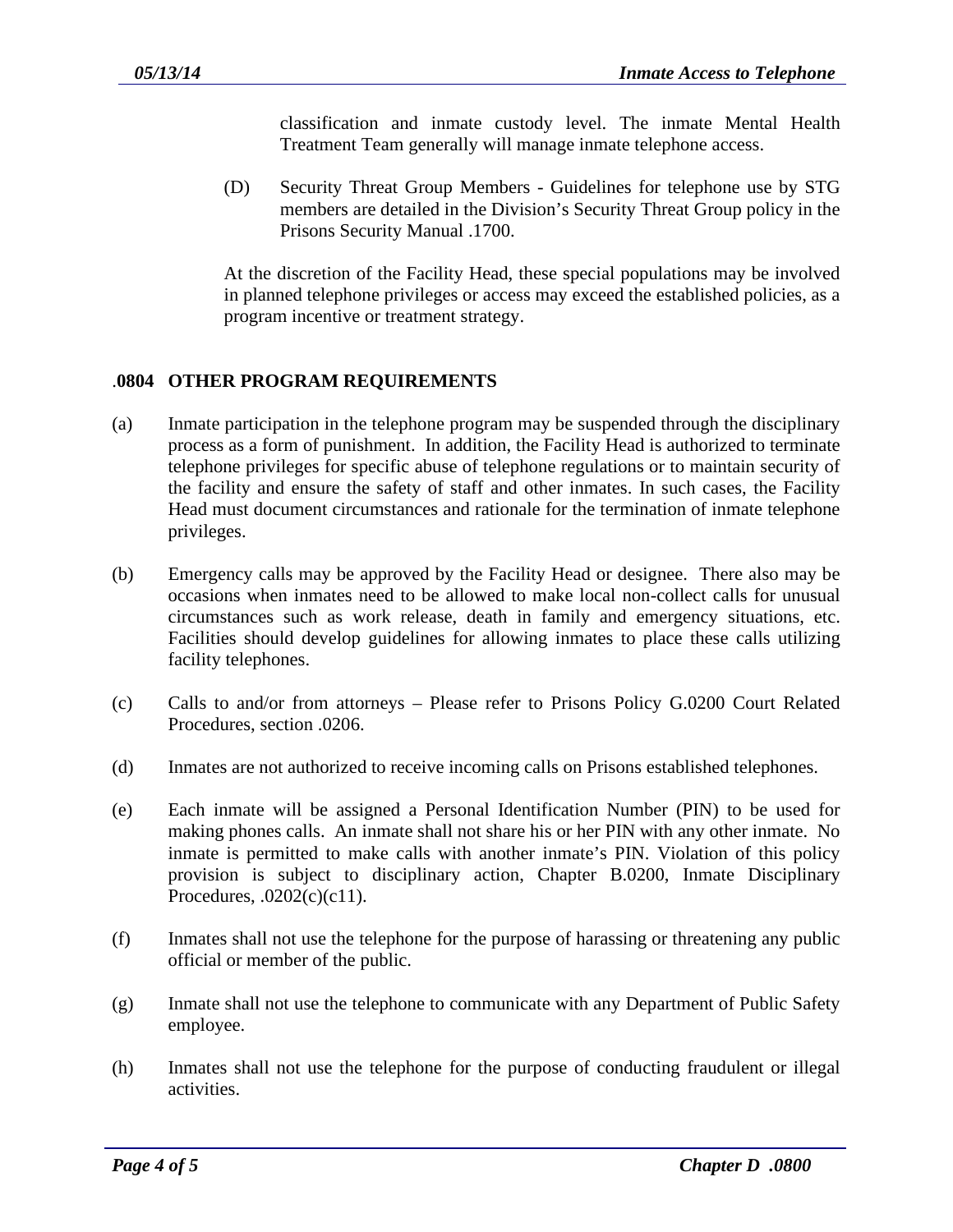classification and inmate custody level. The inmate Mental Health Treatment Team generally will manage inmate telephone access.

(D) Security Threat Group Members - Guidelines for telephone use by STG members are detailed in the Division's Security Threat Group policy in the Prisons Security Manual .1700.

At the discretion of the Facility Head, these special populations may be involved in planned telephone privileges or access may exceed the established policies, as a program incentive or treatment strategy.

## .0804 OTHER PROGRAM REQUIREMENTS

(a) Inmate participation in the telephone program may be suspended through the disciplinary process as a form of punishment. In addition, the Facility Head is authorized to terminate telephone privileges for specific abuse of telephone regulations or to maintain security of the facility and ensure the safety of staff and other inmates. In such cases, the Facility Head must document circumstances and rationale for the termination of inmate telephone privileges.

(b) Emergency calls may be approved by the Facility Head or designee. There also may be occasions when inmates need to be allowed to make local non-collect calls for unusual circumstances such as work release, death in family and emergency situations, etc. Facilities should develop guidelines for allowing inmates to place these calls utilizing facility telephones.

(c) Calls to and/or from attorneys – Please refer to Prisons Policy G.0200 Court Related Procedures, section .0206.

(d) Inmates are not authorized to receive incoming calls on Prisons established telephones.

(e) Each inmate will be assigned a Personal Identification Number (PIN) to be used for making phones calls. An inmate shall not share his or her PIN with any other inmate. No inmate is permitted to make calls with another inmate's PIN. Violation of this policy provision is subject to disciplinary action, Chapter B.0200, Inmate Disciplinary Procedures, .0202(c)(c11).

(f) Inmates shall not use the telephone for the purpose of harassing or threatening any public official or member of the public.

(g) Inmate shall not use the telephone to communicate with any Department of Public Safety employee.

(h) Inmates shall not use the telephone for the purpose of conducting fraudulent or illegal activities.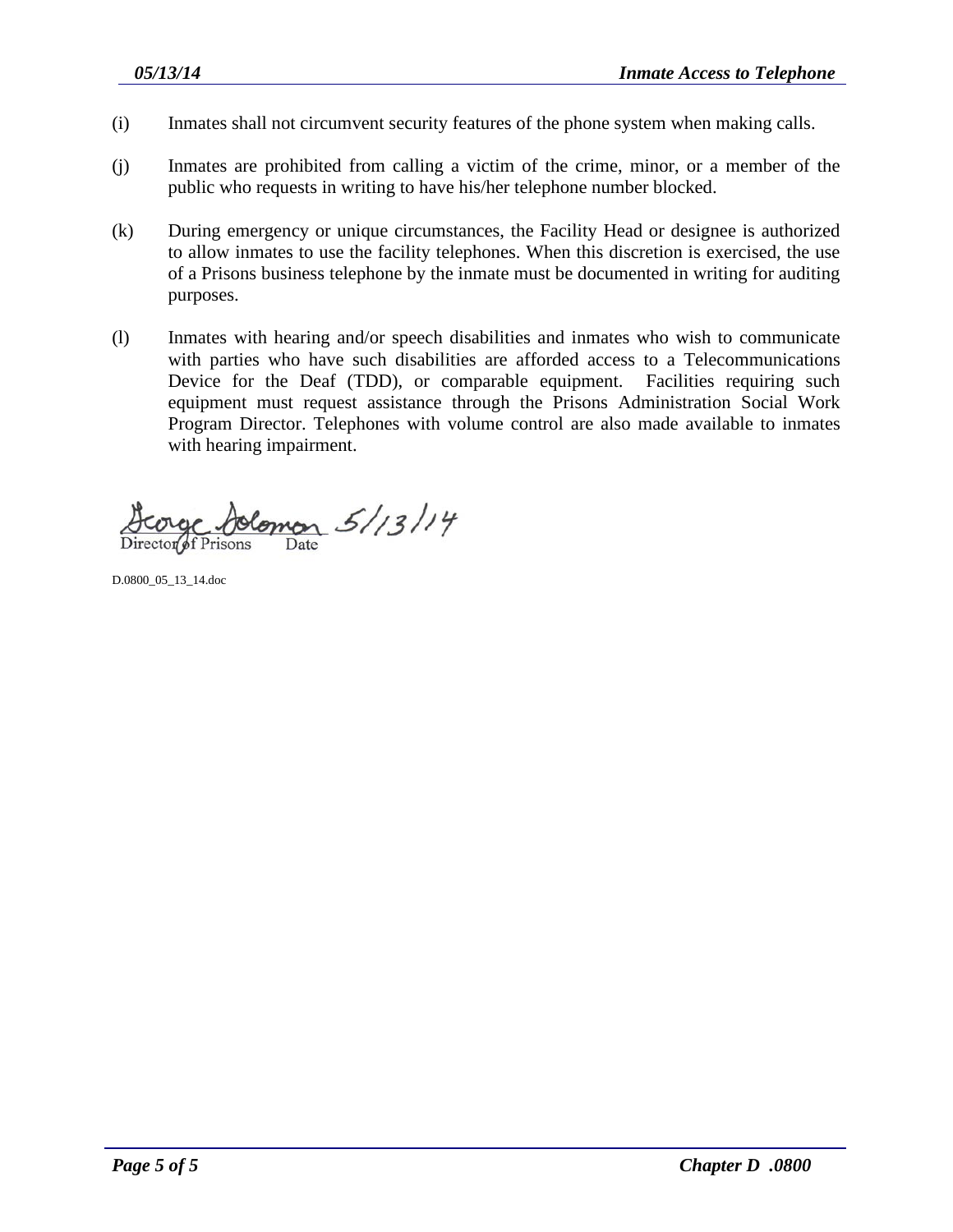(i) Inmates shall not circumvent security features of the phone system when making calls.

(j) Inmates are prohibited from calling a victim of the crime, minor, or a member of the public who requests in writing to have his/her telephone number blocked.

(k) During emergency or unique circumstances, the Facility Head or designee is authorized to allow inmates to use the facility telephones. When this discretion is exercised, the use of a Prisons business telephone by the inmate must be documented in writing for auditing purposes.

(l) Inmates with hearing and/or speech disabilities and inmates who wish to communicate with parties who have such disabilities are afforded access to a Telecommunications Device for the Deaf (TDD), or comparable equipment. Facilities requiring such equipment must request assistance through the Prisons Administration Social Work Program Director. Telephones with volume control are also made available to inmates with hearing impairment.

George Solomon 5/13/14

Director of Prisons Date

D.0800_05_13_14.doc